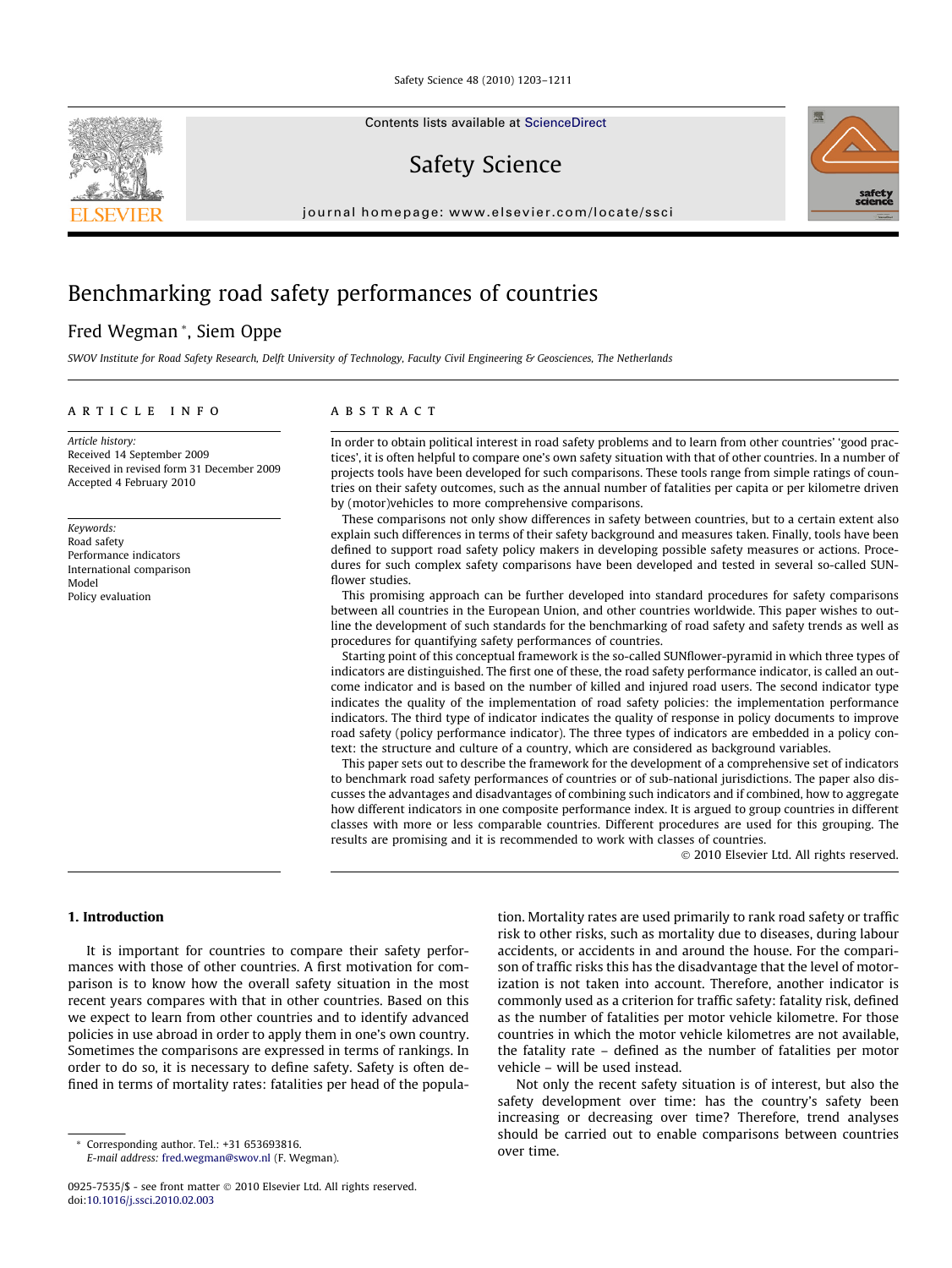# Benchmarking road safety performances of countries

Fred Wegman *, Siem Oppe

*SWOV Institute for Road Safety Research, Delft University of Technology, Faculty Civil Engineering & Geosciences, The Netherlands*

## ARTICLE INFO

*Article history:*
Received 14 September 2009
Received in revised form 31 December 2009
Accepted 4 February 2010

*Keywords:*
Road safety
Performance indicators
International comparison
Model
Policy evaluation

## ABSTRACT

In order to obtain political interest in road safety problems and to learn from other countries' 'good practices', it is often helpful to compare one's own safety situation with that of other countries. In a number of projects tools have been developed for such comparisons. These tools range from simple ratings of countries on their safety outcomes, such as the annual number of fatalities per capita or per kilometre driven by (motor)vehicles to more comprehensive comparisons.

These comparisons not only show differences in safety between countries, but to a certain extent also explain such differences in terms of their safety background and measures taken. Finally, tools have been defined to support road safety policy makers in developing possible safety measures or actions. Procedures for such complex safety comparisons have been developed and tested in several so-called SUNflower studies.

This promising approach can be further developed into standard procedures for safety comparisons between all countries in the European Union, and other countries worldwide. This paper wishes to outline the development of such standards for the benchmarking of road safety and safety trends as well as procedures for quantifying safety performances of countries.

Starting point of this conceptual framework is the so-called SUNflower-pyramid in which three types of indicators are distinguished. The first one of these, the road safety performance indicator, is called an outcome indicator and is based on the number of killed and injured road users. The second indicator type indicates the quality of the implementation of road safety policies: the implementation performance indicators. The third type of indicator indicates the quality of response in policy documents to improve road safety (policy performance indicator). The three types of indicators are embedded in a policy context: the structure and culture of a country, which are considered as background variables.

This paper sets out to describe the framework for the development of a comprehensive set of indicators to benchmark road safety performances of countries or of sub-national jurisdictions. The paper also discusses the advantages and disadvantages of combining such indicators and if combined, how to aggregate how different indicators in one composite performance index. It is argued to group countries in different classes with more or less comparable countries. Different procedures are used for this grouping. The results are promising and it is recommended to work with classes of countries.

© 2010 Elsevier Ltd. All rights reserved.

## 1. Introduction

It is important for countries to compare their safety performances with those of other countries. A first motivation for comparison is to know how the overall safety situation in the most recent years compares with that in other countries. Based on this we expect to learn from other countries and to identify advanced policies in use abroad in order to apply them in one's own country. Sometimes the comparisons are expressed in terms of rankings. In order to do so, it is necessary to define safety. Safety is often defined in terms of mortality rates: fatalities per head of the population. Mortality rates are used primarily to rank road safety or traffic risk to other risks, such as mortality due to diseases, during labour accidents, or accidents in and around the house. For the comparison of traffic risks this has the disadvantage that the level of motorization is not taken into account. Therefore, another indicator is commonly used as a criterion for traffic safety: fatality risk, defined as the number of fatalities per motor vehicle kilometre. For those countries in which the motor vehicle kilometres are not available, the fatality rate – defined as the number of fatalities per motor vehicle – will be used instead.

Not only the recent safety situation is of interest, but also the safety development over time: has the country's safety been increasing or decreasing over time? Therefore, trend analyses should be carried out to enable comparisons between countries over time.

* Corresponding author. Tel.: +31 653693816.
*E-mail address:* fred.wegman@swov.nl (F. Wegman).

0925-7535/$ - see front matter © 2010 Elsevier Ltd. All rights reserved.
doi:10.1016/j.ssci.2010.02.003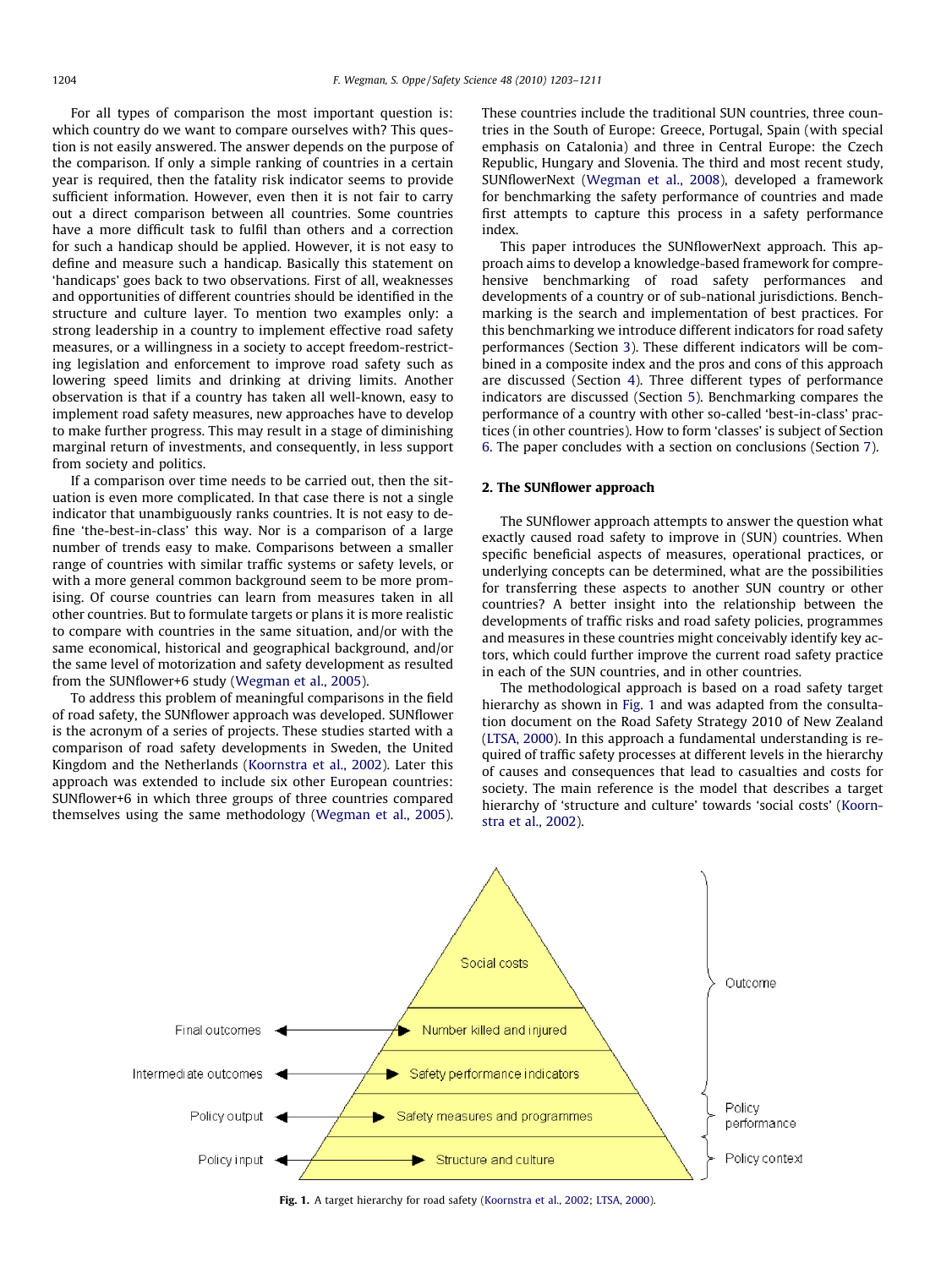For all types of comparison the most important question is: which country do we want to compare ourselves with? This question is not easily answered. The answer depends on the purpose of the comparison. If only a simple ranking of countries in a certain year is required, then the fatality risk indicator seems to provide sufficient information. However, even then it is not fair to carry out a direct comparison between all countries. Some countries have a more difficult task to fulfil than others and a correction for such a handicap should be applied. However, it is not easy to define and measure such a handicap. Basically this statement on 'handicaps' goes back to two observations. First of all, weaknesses and opportunities of different countries should be identified in the structure and culture layer. To mention two examples only: a strong leadership in a country to implement effective road safety measures, or a willingness in a society to accept freedom-restricting legislation and enforcement to improve road safety such as lowering speed limits and drinking at driving limits. Another observation is that if a country has taken all well-known, easy to implement road safety measures, new approaches have to develop to make further progress. This may result in a stage of diminishing marginal return of investments, and consequently, in less support from society and politics.

If a comparison over time needs to be carried out, then the situation is even more complicated. In that case there is not a single indicator that unambiguously ranks countries. It is not easy to define 'the-best-in-class' this way. Nor is a comparison of a large number of trends easy to make. Comparisons between a smaller range of countries with similar traffic systems or safety levels, or with a more general common background seem to be more promising. Of course countries can learn from measures taken in all other countries. But to formulate targets or plans it is more realistic to compare with countries in the same situation, and/or with the same economical, historical and geographical background, and/or the same level of motorization and safety development as resulted from the SUNflower+6 study (Wegman et al., 2005).

To address this problem of meaningful comparisons in the field of road safety, the SUNflower approach was developed. SUNflower is the acronym of a series of projects. These studies started with a comparison of road safety developments in Sweden, the United Kingdom and the Netherlands (Koornstra et al., 2002). Later this approach was extended to include six other European countries: SUNflower+6 in which three groups of three countries compared themselves using the same methodology (Wegman et al., 2005). These countries include the traditional SUN countries, three countries in the South of Europe: Greece, Portugal, Spain (with special emphasis on Catalonia) and three in Central Europe: the Czech Republic, Hungary and Slovenia. The third and most recent study, SUNflowerNext (Wegman et al., 2008), developed a framework for benchmarking the safety performance of countries and made first attempts to capture this process in a safety performance index.

This paper introduces the SUNflowerNext approach. This approach aims to develop a knowledge-based framework for comprehensive benchmarking of road safety performances and developments of a country or of sub-national jurisdictions. Benchmarking is the search and implementation of best practices. For this benchmarking we introduce different indicators for road safety performances (Section 3). These different indicators will be combined in a composite index and the pros and cons of this approach are discussed (Section 4). Three different types of performance indicators are discussed (Section 5). Benchmarking compares the performance of a country with other so-called 'best-in-class' practices (in other countries). How to form 'classes' is subject of Section 6. The paper concludes with a section on conclusions (Section 7).

## 2. The SUNflower approach

The SUNflower approach attempts to answer the question what exactly caused road safety to improve in (SUN) countries. When specific beneficial aspects of measures, operational practices, or underlying concepts can be determined, what are the possibilities for transferring these aspects to another SUN country or other countries? A better insight into the relationship between the developments of traffic risks and road safety policies, programmes and measures in these countries might conceivably identify key actors, which could further improve the current road safety practice in each of the SUN countries, and in other countries.

The methodological approach is based on a road safety target hierarchy as shown in Fig. 1 and was adapted from the consultation document on the Road Safety Strategy 2010 of New Zealand (LTSA, 2000). In this approach a fundamental understanding is required of traffic safety processes at different levels in the hierarchy of causes and consequences that lead to casualties and costs for society. The main reference is the model that describes a target hierarchy of 'structure and culture' towards 'social costs' (Koornstra et al., 2002).

| Hierarchy label | Pyramid level | Grouping |
|---|---|---|
| | Social costs | Outcome |
| Final outcomes | Number killed and injured | Outcome |
| Intermediate outcomes | Safety performance indicators | Outcome |
| Policy output | Safety measures and programmes | Policy performance |
| Policy input | Structure and culture | Policy context |

**Fig. 1.** A target hierarchy for road safety (Koornstra et al., 2002; LTSA, 2000).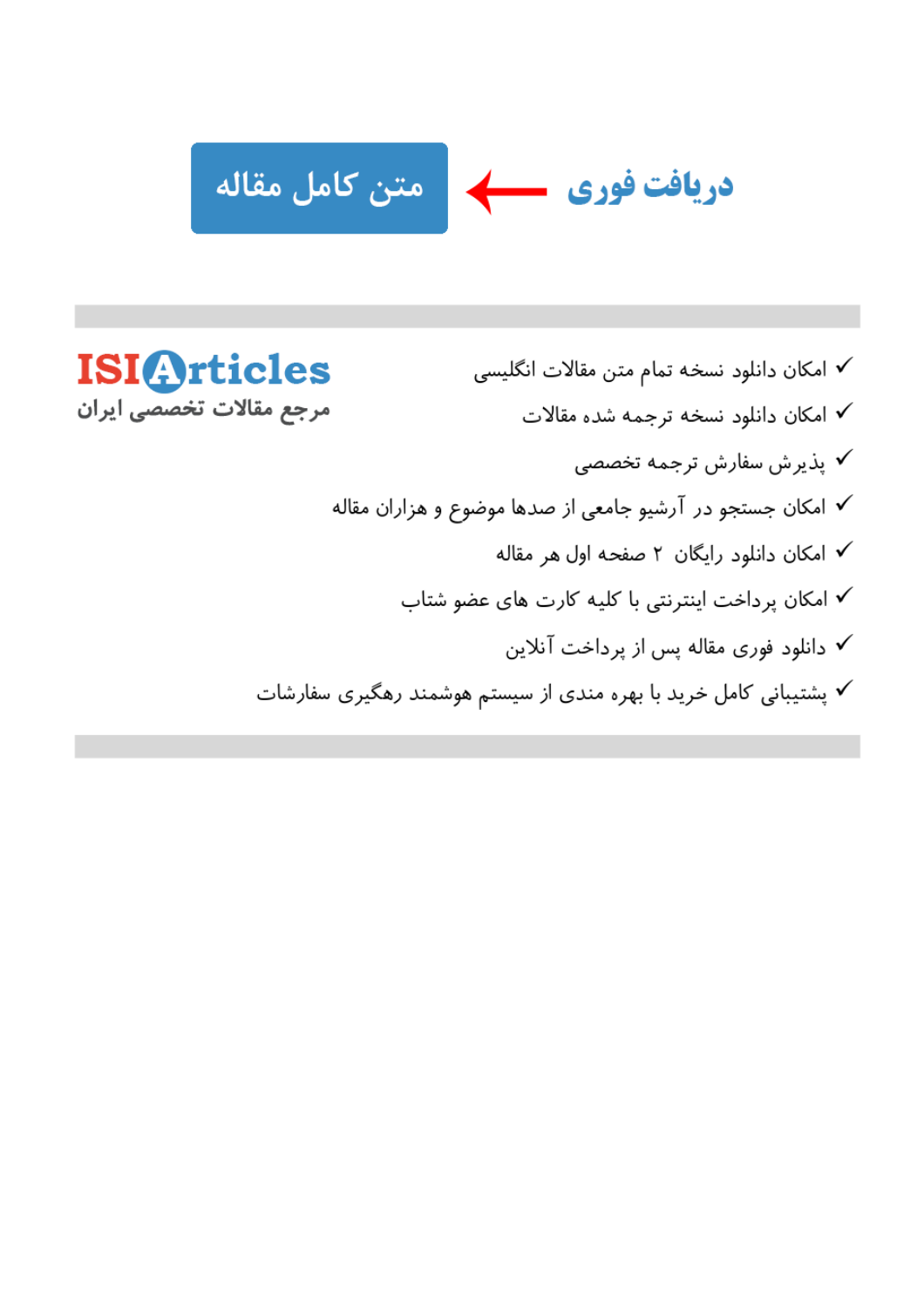دریافت فوری ← متن کامل مقاله

**ISIArticles**
مرجع مقالات تخصصی ایران

- ✓ امکان دانلود نسخه تمام متن مقالات انگلیسی
- ✓ امکان دانلود نسخه ترجمه شده مقالات
- ✓ پذیرش سفارش ترجمه تخصصی
- ✓ امکان جستجو در آرشیو جامعی از صدها موضوع و هزاران مقاله
- ✓ امکان دانلود رایگان ۲ صفحه اول هر مقاله
- ✓ امکان پرداخت اینترنتی با کلیه کارت های عضو شتاب
- ✓ دانلود فوری مقاله پس از پرداخت آنلاین
- ✓ پشتیبانی کامل خرید با بهره مندی از سیستم هوشمند رهگیری سفارشات